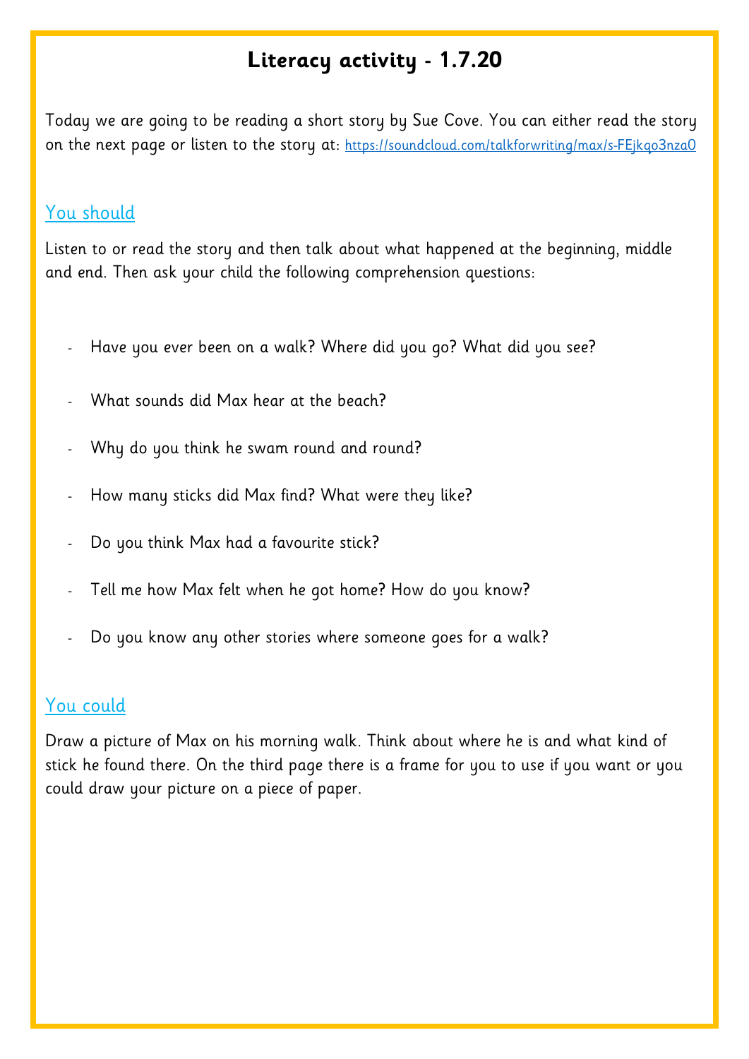# Literacy activity - 1.7.20

Today we are going to be reading a short story by Sue Cove. You can either read the story on the next page or listen to the story at: https://soundcloud.com/talkforwriting/max/s-FEjkqo3nza0

## You should

Listen to or read the story and then talk about what happened at the beginning, middle and end. Then ask your child the following comprehension questions:

- Have you ever been on a walk? Where did you go? What did you see?
- What sounds did Max hear at the beach?
- Why do you think he swam round and round?
- How many sticks did Max find? What were they like?
- Do you think Max had a favourite stick?
- Tell me how Max felt when he got home? How do you know?
- Do you know any other stories where someone goes for a walk?

## You could

Draw a picture of Max on his morning walk. Think about where he is and what kind of stick he found there. On the third page there is a frame for you to use if you want or you could draw your picture on a piece of paper.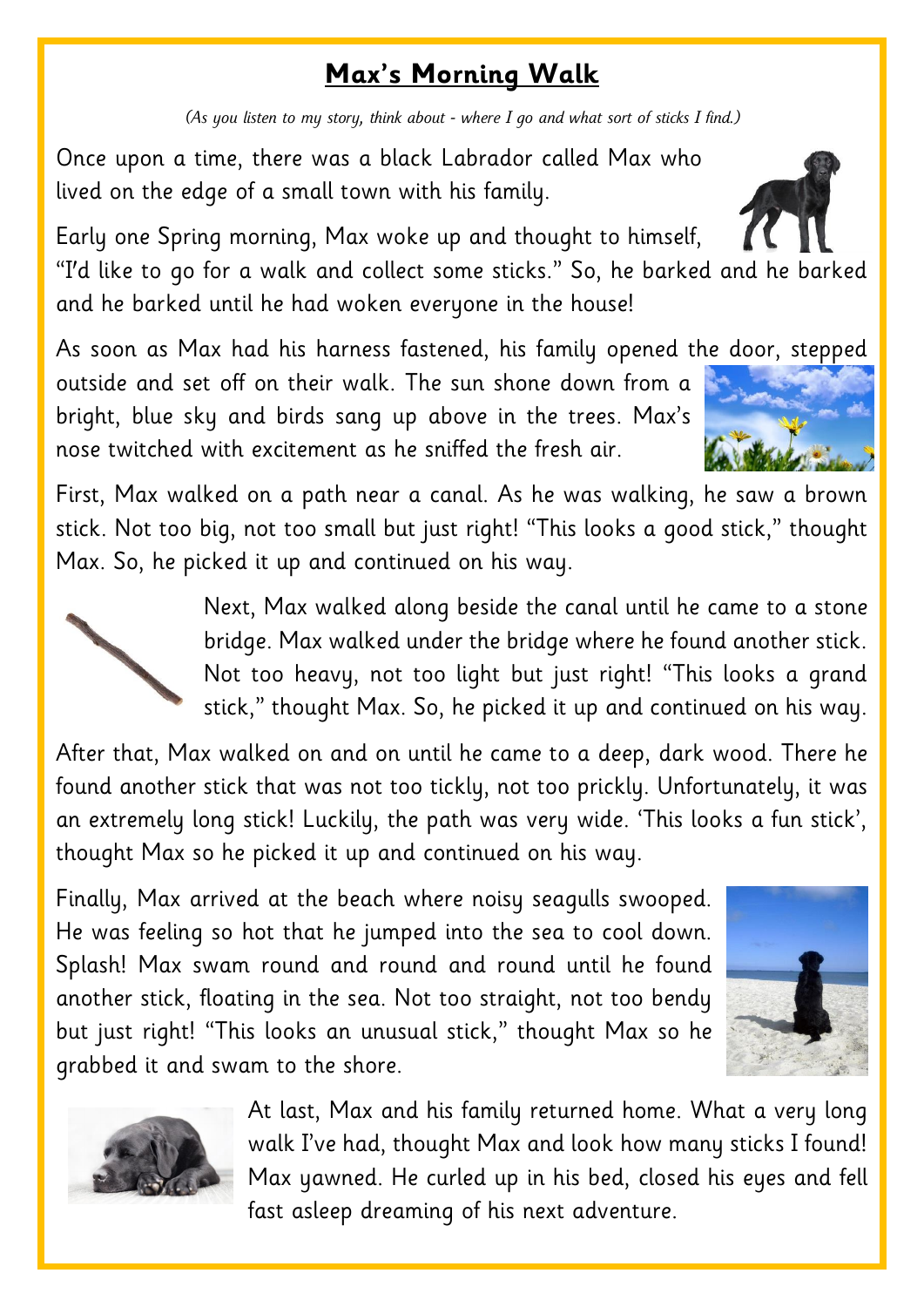# **Max's Morning Walk**

*(As you listen to my story, think about - where I go and what sort of sticks I find.)*

Once upon a time, there was a black Labrador called Max who lived on the edge of a small town with his family.

Early one Spring morning, Max woke up and thought to himself, "I'd like to go for a walk and collect some sticks." So, he barked and he barked and he barked until he had woken everyone in the house!

As soon as Max had his harness fastened, his family opened the door, stepped outside and set off on their walk. The sun shone down from a bright, blue sky and birds sang up above in the trees. Max's nose twitched with excitement as he sniffed the fresh air.

First, Max walked on a path near a canal. As he was walking, he saw a brown stick. Not too big, not too small but just right! "This looks a good stick," thought Max. So, he picked it up and continued on his way.

Next, Max walked along beside the canal until he came to a stone bridge. Max walked under the bridge where he found another stick. Not too heavy, not too light but just right! "This looks a grand stick," thought Max. So, he picked it up and continued on his way.

After that, Max walked on and on until he came to a deep, dark wood. There he found another stick that was not too tickly, not too prickly. Unfortunately, it was an extremely long stick! Luckily, the path was very wide. 'This looks a fun stick', thought Max so he picked it up and continued on his way.

Finally, Max arrived at the beach where noisy seagulls swooped. He was feeling so hot that he jumped into the sea to cool down. Splash! Max swam round and round and round until he found another stick, floating in the sea. Not too straight, not too bendy but just right! "This looks an unusual stick," thought Max so he grabbed it and swam to the shore.

At last, Max and his family returned home. What a very long walk I've had, thought Max and look how many sticks I found! Max yawned. He curled up in his bed, closed his eyes and fell fast asleep dreaming of his next adventure.